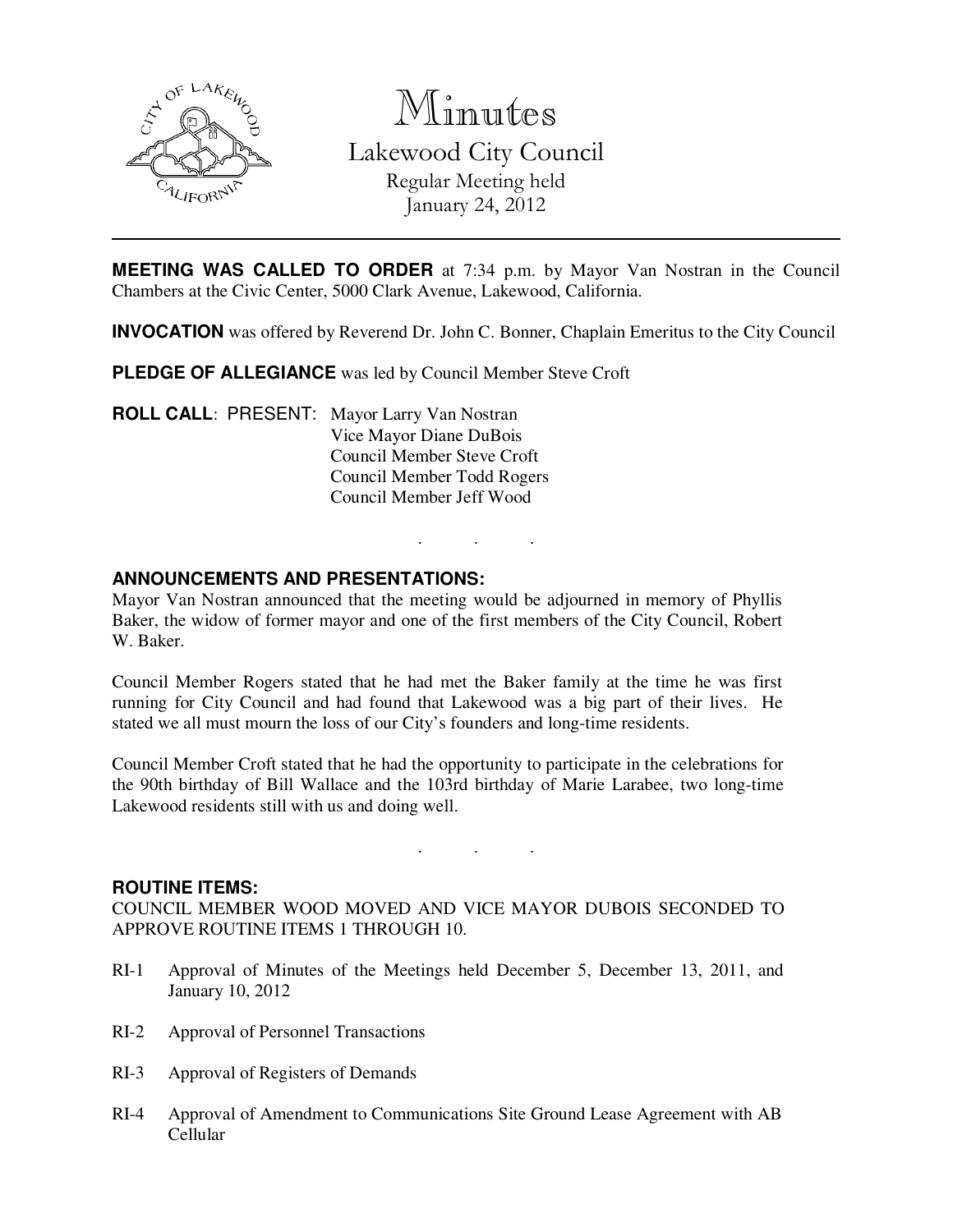# Minutes

## Lakewood City Council

Regular Meeting held
January 24, 2012

**MEETING WAS CALLED TO ORDER** at 7:34 p.m. by Mayor Van Nostran in the Council Chambers at the Civic Center, 5000 Clark Avenue, Lakewood, California.

**INVOCATION** was offered by Reverend Dr. John C. Bonner, Chaplain Emeritus to the City Council

**PLEDGE OF ALLEGIANCE** was led by Council Member Steve Croft

**ROLL CALL**: PRESENT: Mayor Larry Van Nostran
Vice Mayor Diane DuBois
Council Member Steve Croft
Council Member Todd Rogers
Council Member Jeff Wood

. . .

**ANNOUNCEMENTS AND PRESENTATIONS:**
Mayor Van Nostran announced that the meeting would be adjourned in memory of Phyllis Baker, the widow of former mayor and one of the first members of the City Council, Robert W. Baker.

Council Member Rogers stated that he had met the Baker family at the time he was first running for City Council and had found that Lakewood was a big part of their lives. He stated we all must mourn the loss of our City's founders and long-time residents.

Council Member Croft stated that he had the opportunity to participate in the celebrations for the 90th birthday of Bill Wallace and the 103rd birthday of Marie Larabee, two long-time Lakewood residents still with us and doing well.

. . .

**ROUTINE ITEMS:**
COUNCIL MEMBER WOOD MOVED AND VICE MAYOR DUBOIS SECONDED TO APPROVE ROUTINE ITEMS 1 THROUGH 10.

RI-1 Approval of Minutes of the Meetings held December 5, December 13, 2011, and January 10, 2012

RI-2 Approval of Personnel Transactions

RI-3 Approval of Registers of Demands

RI-4 Approval of Amendment to Communications Site Ground Lease Agreement with AB Cellular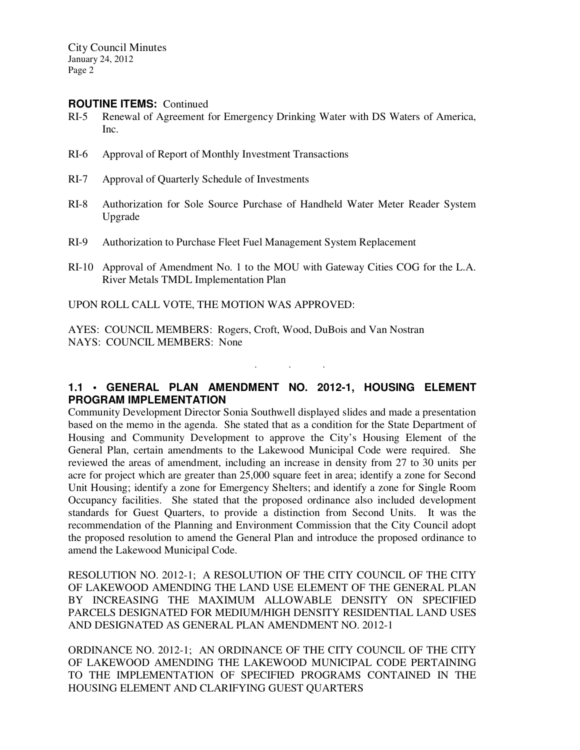**ROUTINE ITEMS:** Continued

RI-5 Renewal of Agreement for Emergency Drinking Water with DS Waters of America, Inc.

RI-6 Approval of Report of Monthly Investment Transactions

RI-7 Approval of Quarterly Schedule of Investments

RI-8 Authorization for Sole Source Purchase of Handheld Water Meter Reader System Upgrade

RI-9 Authorization to Purchase Fleet Fuel Management System Replacement

RI-10 Approval of Amendment No. 1 to the MOU with Gateway Cities COG for the L.A. River Metals TMDL Implementation Plan

UPON ROLL CALL VOTE, THE MOTION WAS APPROVED:

AYES: COUNCIL MEMBERS: Rogers, Croft, Wood, DuBois and Van Nostran
NAYS: COUNCIL MEMBERS: None

. . .

## 1.1 • GENERAL PLAN AMENDMENT NO. 2012-1, HOUSING ELEMENT PROGRAM IMPLEMENTATION

Community Development Director Sonia Southwell displayed slides and made a presentation based on the memo in the agenda. She stated that as a condition for the State Department of Housing and Community Development to approve the City's Housing Element of the General Plan, certain amendments to the Lakewood Municipal Code were required. She reviewed the areas of amendment, including an increase in density from 27 to 30 units per acre for project which are greater than 25,000 square feet in area; identify a zone for Second Unit Housing; identify a zone for Emergency Shelters; and identify a zone for Single Room Occupancy facilities. She stated that the proposed ordinance also included development standards for Guest Quarters, to provide a distinction from Second Units. It was the recommendation of the Planning and Environment Commission that the City Council adopt the proposed resolution to amend the General Plan and introduce the proposed ordinance to amend the Lakewood Municipal Code.

RESOLUTION NO. 2012-1; A RESOLUTION OF THE CITY COUNCIL OF THE CITY OF LAKEWOOD AMENDING THE LAND USE ELEMENT OF THE GENERAL PLAN BY INCREASING THE MAXIMUM ALLOWABLE DENSITY ON SPECIFIED PARCELS DESIGNATED FOR MEDIUM/HIGH DENSITY RESIDENTIAL LAND USES AND DESIGNATED AS GENERAL PLAN AMENDMENT NO. 2012-1

ORDINANCE NO. 2012-1; AN ORDINANCE OF THE CITY COUNCIL OF THE CITY OF LAKEWOOD AMENDING THE LAKEWOOD MUNICIPAL CODE PERTAINING TO THE IMPLEMENTATION OF SPECIFIED PROGRAMS CONTAINED IN THE HOUSING ELEMENT AND CLARIFYING GUEST QUARTERS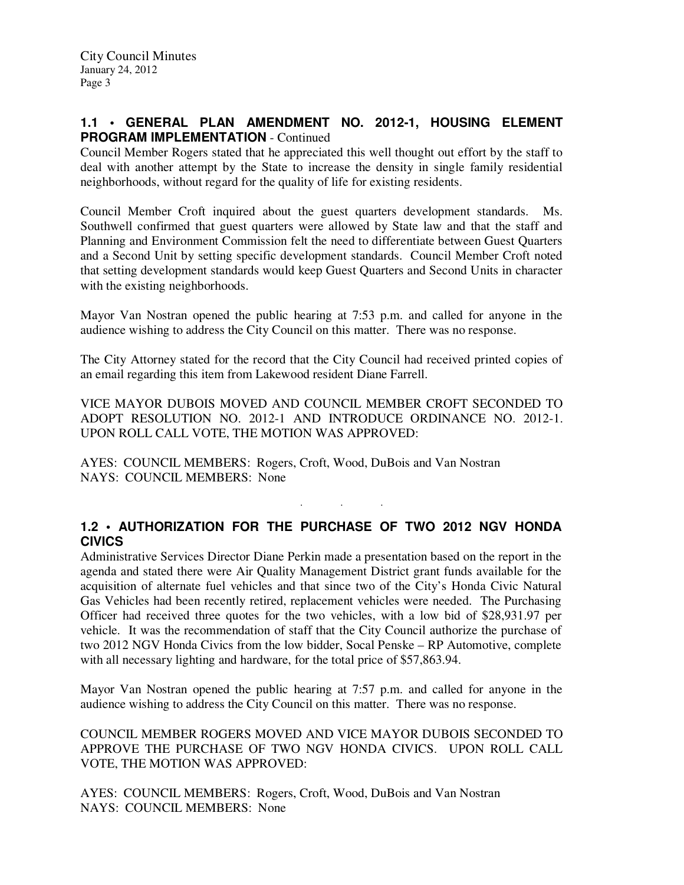## 1.1 • GENERAL PLAN AMENDMENT NO. 2012-1, HOUSING ELEMENT PROGRAM IMPLEMENTATION - Continued

Council Member Rogers stated that he appreciated this well thought out effort by the staff to deal with another attempt by the State to increase the density in single family residential neighborhoods, without regard for the quality of life for existing residents.

Council Member Croft inquired about the guest quarters development standards. Ms. Southwell confirmed that guest quarters were allowed by State law and that the staff and Planning and Environment Commission felt the need to differentiate between Guest Quarters and a Second Unit by setting specific development standards. Council Member Croft noted that setting development standards would keep Guest Quarters and Second Units in character with the existing neighborhoods.

Mayor Van Nostran opened the public hearing at 7:53 p.m. and called for anyone in the audience wishing to address the City Council on this matter. There was no response.

The City Attorney stated for the record that the City Council had received printed copies of an email regarding this item from Lakewood resident Diane Farrell.

VICE MAYOR DUBOIS MOVED AND COUNCIL MEMBER CROFT SECONDED TO ADOPT RESOLUTION NO. 2012-1 AND INTRODUCE ORDINANCE NO. 2012-1. UPON ROLL CALL VOTE, THE MOTION WAS APPROVED:

AYES: COUNCIL MEMBERS: Rogers, Croft, Wood, DuBois and Van Nostran
NAYS: COUNCIL MEMBERS: None

. . .

## 1.2 • AUTHORIZATION FOR THE PURCHASE OF TWO 2012 NGV HONDA CIVICS

Administrative Services Director Diane Perkin made a presentation based on the report in the agenda and stated there were Air Quality Management District grant funds available for the acquisition of alternate fuel vehicles and that since two of the City's Honda Civic Natural Gas Vehicles had been recently retired, replacement vehicles were needed. The Purchasing Officer had received three quotes for the two vehicles, with a low bid of $28,931.97 per vehicle. It was the recommendation of staff that the City Council authorize the purchase of two 2012 NGV Honda Civics from the low bidder, Socal Penske – RP Automotive, complete with all necessary lighting and hardware, for the total price of $57,863.94.

Mayor Van Nostran opened the public hearing at 7:57 p.m. and called for anyone in the audience wishing to address the City Council on this matter. There was no response.

COUNCIL MEMBER ROGERS MOVED AND VICE MAYOR DUBOIS SECONDED TO APPROVE THE PURCHASE OF TWO NGV HONDA CIVICS. UPON ROLL CALL VOTE, THE MOTION WAS APPROVED:

AYES: COUNCIL MEMBERS: Rogers, Croft, Wood, DuBois and Van Nostran
NAYS: COUNCIL MEMBERS: None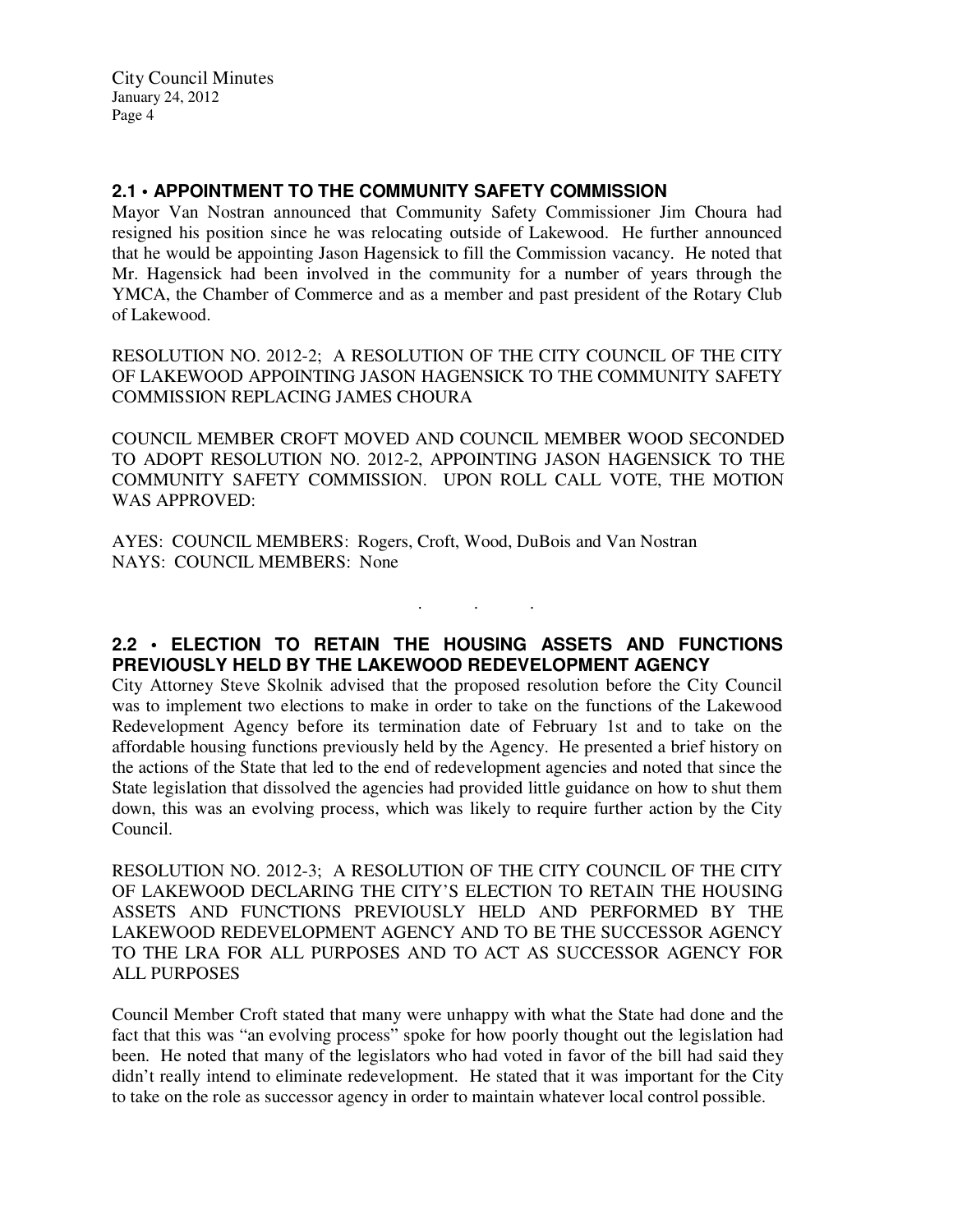## 2.1 • APPOINTMENT TO THE COMMUNITY SAFETY COMMISSION

Mayor Van Nostran announced that Community Safety Commissioner Jim Choura had resigned his position since he was relocating outside of Lakewood. He further announced that he would be appointing Jason Hagensick to fill the Commission vacancy. He noted that Mr. Hagensick had been involved in the community for a number of years through the YMCA, the Chamber of Commerce and as a member and past president of the Rotary Club of Lakewood.

RESOLUTION NO. 2012-2; A RESOLUTION OF THE CITY COUNCIL OF THE CITY OF LAKEWOOD APPOINTING JASON HAGENSICK TO THE COMMUNITY SAFETY COMMISSION REPLACING JAMES CHOURA

COUNCIL MEMBER CROFT MOVED AND COUNCIL MEMBER WOOD SECONDED TO ADOPT RESOLUTION NO. 2012-2, APPOINTING JASON HAGENSICK TO THE COMMUNITY SAFETY COMMISSION. UPON ROLL CALL VOTE, THE MOTION WAS APPROVED:

AYES: COUNCIL MEMBERS: Rogers, Croft, Wood, DuBois and Van Nostran
NAYS: COUNCIL MEMBERS: None

. . .

## 2.2 • ELECTION TO RETAIN THE HOUSING ASSETS AND FUNCTIONS PREVIOUSLY HELD BY THE LAKEWOOD REDEVELOPMENT AGENCY

City Attorney Steve Skolnik advised that the proposed resolution before the City Council was to implement two elections to make in order to take on the functions of the Lakewood Redevelopment Agency before its termination date of February 1st and to take on the affordable housing functions previously held by the Agency. He presented a brief history on the actions of the State that led to the end of redevelopment agencies and noted that since the State legislation that dissolved the agencies had provided little guidance on how to shut them down, this was an evolving process, which was likely to require further action by the City Council.

RESOLUTION NO. 2012-3; A RESOLUTION OF THE CITY COUNCIL OF THE CITY OF LAKEWOOD DECLARING THE CITY'S ELECTION TO RETAIN THE HOUSING ASSETS AND FUNCTIONS PREVIOUSLY HELD AND PERFORMED BY THE LAKEWOOD REDEVELOPMENT AGENCY AND TO BE THE SUCCESSOR AGENCY TO THE LRA FOR ALL PURPOSES AND TO ACT AS SUCCESSOR AGENCY FOR ALL PURPOSES

Council Member Croft stated that many were unhappy with what the State had done and the fact that this was "an evolving process" spoke for how poorly thought out the legislation had been. He noted that many of the legislators who had voted in favor of the bill had said they didn't really intend to eliminate redevelopment. He stated that it was important for the City to take on the role as successor agency in order to maintain whatever local control possible.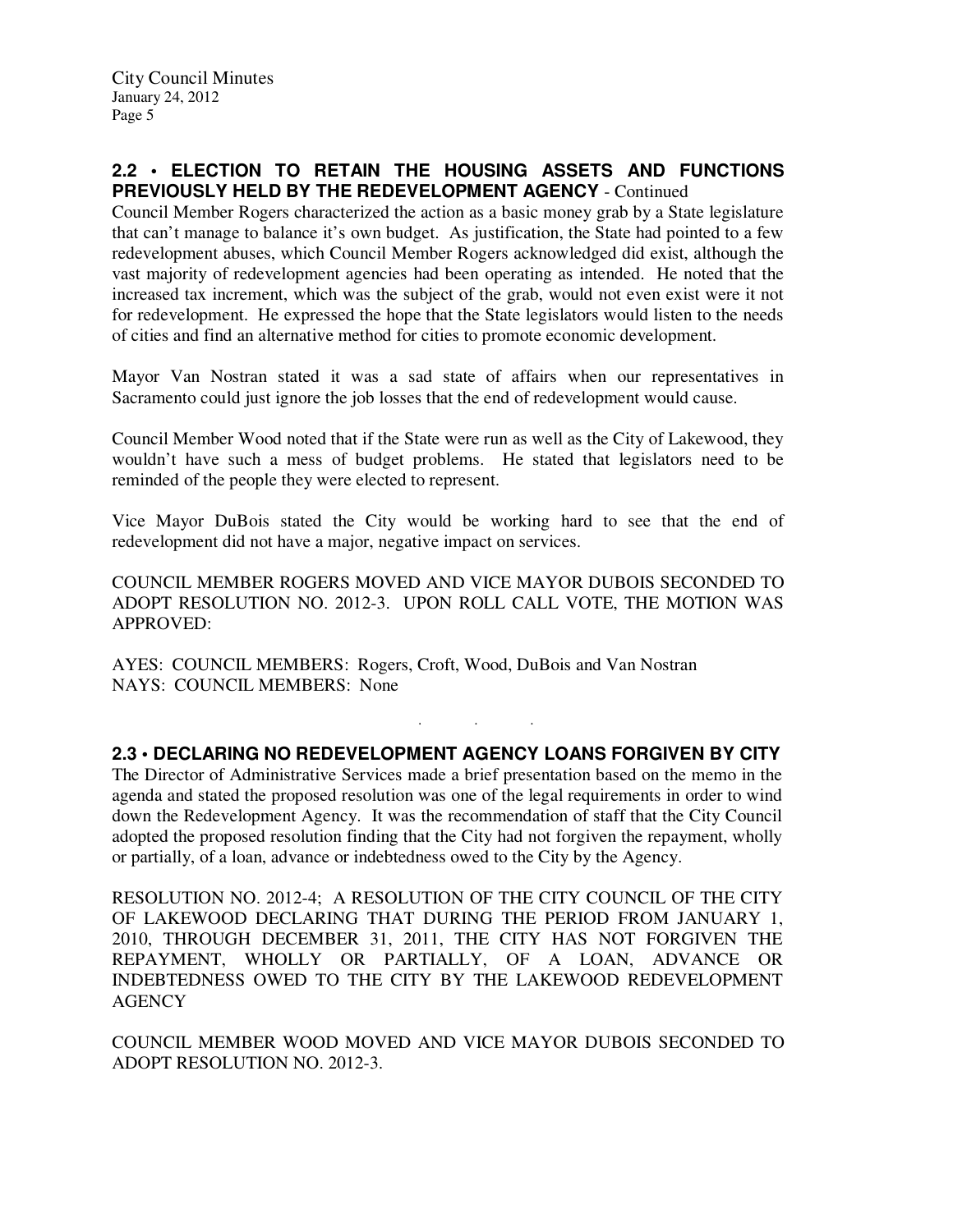## 2.2 • ELECTION TO RETAIN THE HOUSING ASSETS AND FUNCTIONS PREVIOUSLY HELD BY THE REDEVELOPMENT AGENCY - Continued

Council Member Rogers characterized the action as a basic money grab by a State legislature that can't manage to balance it's own budget. As justification, the State had pointed to a few redevelopment abuses, which Council Member Rogers acknowledged did exist, although the vast majority of redevelopment agencies had been operating as intended. He noted that the increased tax increment, which was the subject of the grab, would not even exist were it not for redevelopment. He expressed the hope that the State legislators would listen to the needs of cities and find an alternative method for cities to promote economic development.

Mayor Van Nostran stated it was a sad state of affairs when our representatives in Sacramento could just ignore the job losses that the end of redevelopment would cause.

Council Member Wood noted that if the State were run as well as the City of Lakewood, they wouldn't have such a mess of budget problems. He stated that legislators need to be reminded of the people they were elected to represent.

Vice Mayor DuBois stated the City would be working hard to see that the end of redevelopment did not have a major, negative impact on services.

COUNCIL MEMBER ROGERS MOVED AND VICE MAYOR DUBOIS SECONDED TO ADOPT RESOLUTION NO. 2012-3. UPON ROLL CALL VOTE, THE MOTION WAS APPROVED:

AYES: COUNCIL MEMBERS: Rogers, Croft, Wood, DuBois and Van Nostran
NAYS: COUNCIL MEMBERS: None

. . .

## 2.3 • DECLARING NO REDEVELOPMENT AGENCY LOANS FORGIVEN BY CITY

The Director of Administrative Services made a brief presentation based on the memo in the agenda and stated the proposed resolution was one of the legal requirements in order to wind down the Redevelopment Agency. It was the recommendation of staff that the City Council adopted the proposed resolution finding that the City had not forgiven the repayment, wholly or partially, of a loan, advance or indebtedness owed to the City by the Agency.

RESOLUTION NO. 2012-4; A RESOLUTION OF THE CITY COUNCIL OF THE CITY OF LAKEWOOD DECLARING THAT DURING THE PERIOD FROM JANUARY 1, 2010, THROUGH DECEMBER 31, 2011, THE CITY HAS NOT FORGIVEN THE REPAYMENT, WHOLLY OR PARTIALLY, OF A LOAN, ADVANCE OR INDEBTEDNESS OWED TO THE CITY BY THE LAKEWOOD REDEVELOPMENT AGENCY

COUNCIL MEMBER WOOD MOVED AND VICE MAYOR DUBOIS SECONDED TO ADOPT RESOLUTION NO. 2012-3.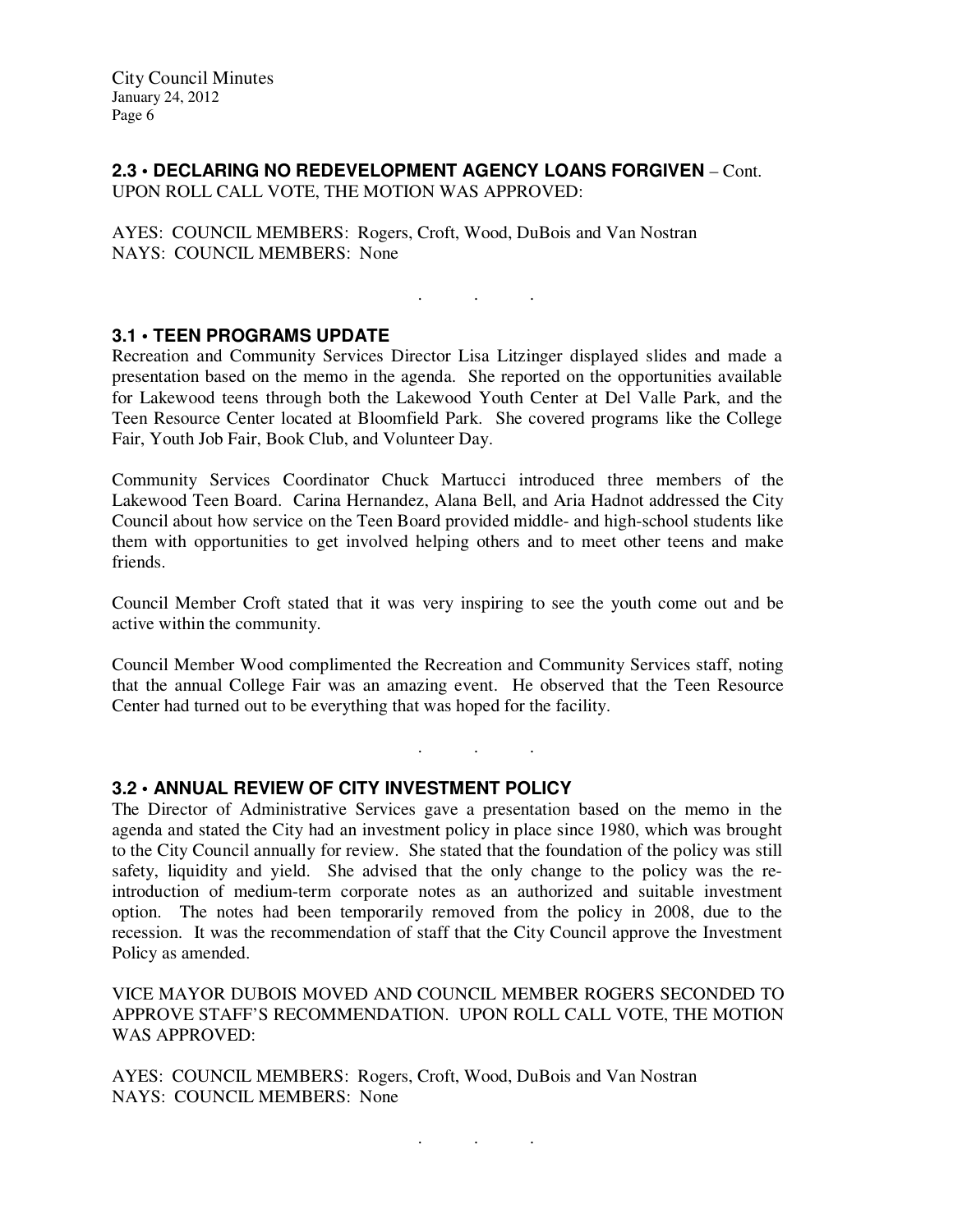## 2.3 • DECLARING NO REDEVELOPMENT AGENCY LOANS FORGIVEN – Cont.

UPON ROLL CALL VOTE, THE MOTION WAS APPROVED:

AYES: COUNCIL MEMBERS: Rogers, Croft, Wood, DuBois and Van Nostran
NAYS: COUNCIL MEMBERS: None

. . .

## 3.1 • TEEN PROGRAMS UPDATE

Recreation and Community Services Director Lisa Litzinger displayed slides and made a presentation based on the memo in the agenda. She reported on the opportunities available for Lakewood teens through both the Lakewood Youth Center at Del Valle Park, and the Teen Resource Center located at Bloomfield Park. She covered programs like the College Fair, Youth Job Fair, Book Club, and Volunteer Day.

Community Services Coordinator Chuck Martucci introduced three members of the Lakewood Teen Board. Carina Hernandez, Alana Bell, and Aria Hadnot addressed the City Council about how service on the Teen Board provided middle- and high-school students like them with opportunities to get involved helping others and to meet other teens and make friends.

Council Member Croft stated that it was very inspiring to see the youth come out and be active within the community.

Council Member Wood complimented the Recreation and Community Services staff, noting that the annual College Fair was an amazing event. He observed that the Teen Resource Center had turned out to be everything that was hoped for the facility.

. . .

## 3.2 • ANNUAL REVIEW OF CITY INVESTMENT POLICY

The Director of Administrative Services gave a presentation based on the memo in the agenda and stated the City had an investment policy in place since 1980, which was brought to the City Council annually for review. She stated that the foundation of the policy was still safety, liquidity and yield. She advised that the only change to the policy was the re-introduction of medium-term corporate notes as an authorized and suitable investment option. The notes had been temporarily removed from the policy in 2008, due to the recession. It was the recommendation of staff that the City Council approve the Investment Policy as amended.

VICE MAYOR DUBOIS MOVED AND COUNCIL MEMBER ROGERS SECONDED TO APPROVE STAFF'S RECOMMENDATION. UPON ROLL CALL VOTE, THE MOTION WAS APPROVED:

AYES: COUNCIL MEMBERS: Rogers, Croft, Wood, DuBois and Van Nostran
NAYS: COUNCIL MEMBERS: None

. . .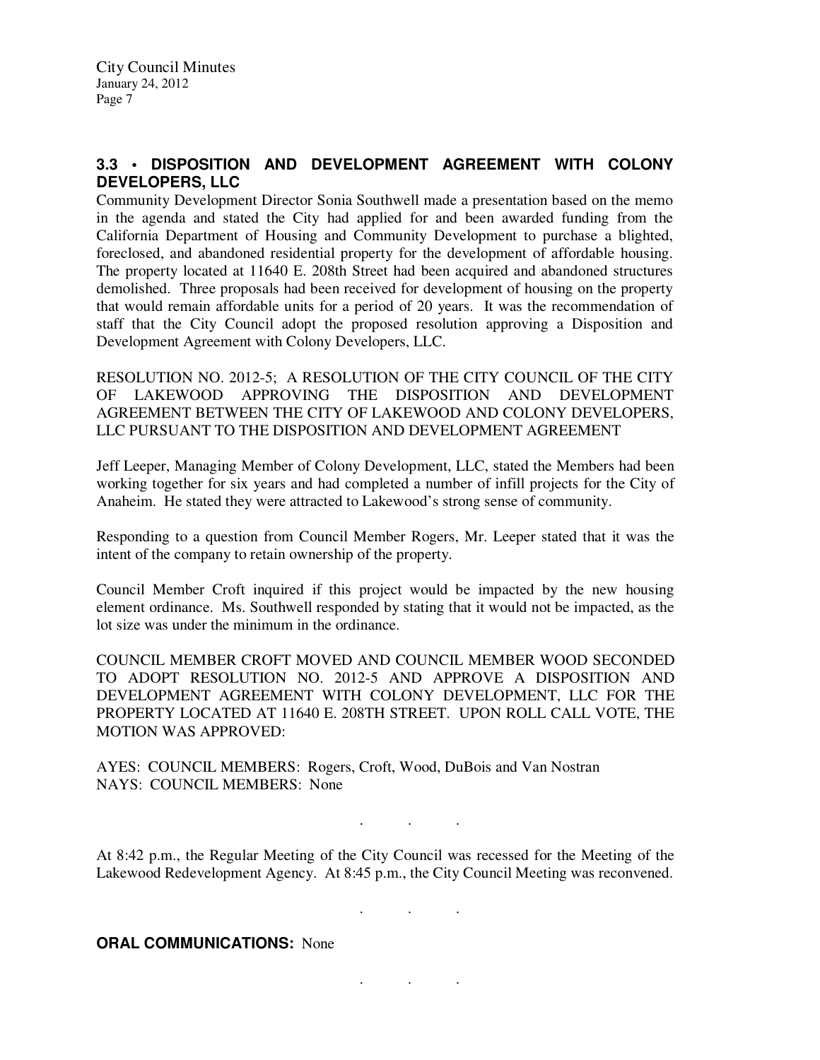### 3.3 • DISPOSITION AND DEVELOPMENT AGREEMENT WITH COLONY DEVELOPERS, LLC

Community Development Director Sonia Southwell made a presentation based on the memo in the agenda and stated the City had applied for and been awarded funding from the California Department of Housing and Community Development to purchase a blighted, foreclosed, and abandoned residential property for the development of affordable housing. The property located at 11640 E. 208th Street had been acquired and abandoned structures demolished. Three proposals had been received for development of housing on the property that would remain affordable units for a period of 20 years. It was the recommendation of staff that the City Council adopt the proposed resolution approving a Disposition and Development Agreement with Colony Developers, LLC.

RESOLUTION NO. 2012-5; A RESOLUTION OF THE CITY COUNCIL OF THE CITY OF LAKEWOOD APPROVING THE DISPOSITION AND DEVELOPMENT AGREEMENT BETWEEN THE CITY OF LAKEWOOD AND COLONY DEVELOPERS, LLC PURSUANT TO THE DISPOSITION AND DEVELOPMENT AGREEMENT

Jeff Leeper, Managing Member of Colony Development, LLC, stated the Members had been working together for six years and had completed a number of infill projects for the City of Anaheim. He stated they were attracted to Lakewood's strong sense of community.

Responding to a question from Council Member Rogers, Mr. Leeper stated that it was the intent of the company to retain ownership of the property.

Council Member Croft inquired if this project would be impacted by the new housing element ordinance. Ms. Southwell responded by stating that it would not be impacted, as the lot size was under the minimum in the ordinance.

COUNCIL MEMBER CROFT MOVED AND COUNCIL MEMBER WOOD SECONDED TO ADOPT RESOLUTION NO. 2012-5 AND APPROVE A DISPOSITION AND DEVELOPMENT AGREEMENT WITH COLONY DEVELOPMENT, LLC FOR THE PROPERTY LOCATED AT 11640 E. 208TH STREET. UPON ROLL CALL VOTE, THE MOTION WAS APPROVED:

AYES: COUNCIL MEMBERS: Rogers, Croft, Wood, DuBois and Van Nostran
NAYS: COUNCIL MEMBERS: None

. . .

At 8:42 p.m., the Regular Meeting of the City Council was recessed for the Meeting of the Lakewood Redevelopment Agency. At 8:45 p.m., the City Council Meeting was reconvened.

. . .

**ORAL COMMUNICATIONS:** None

. . .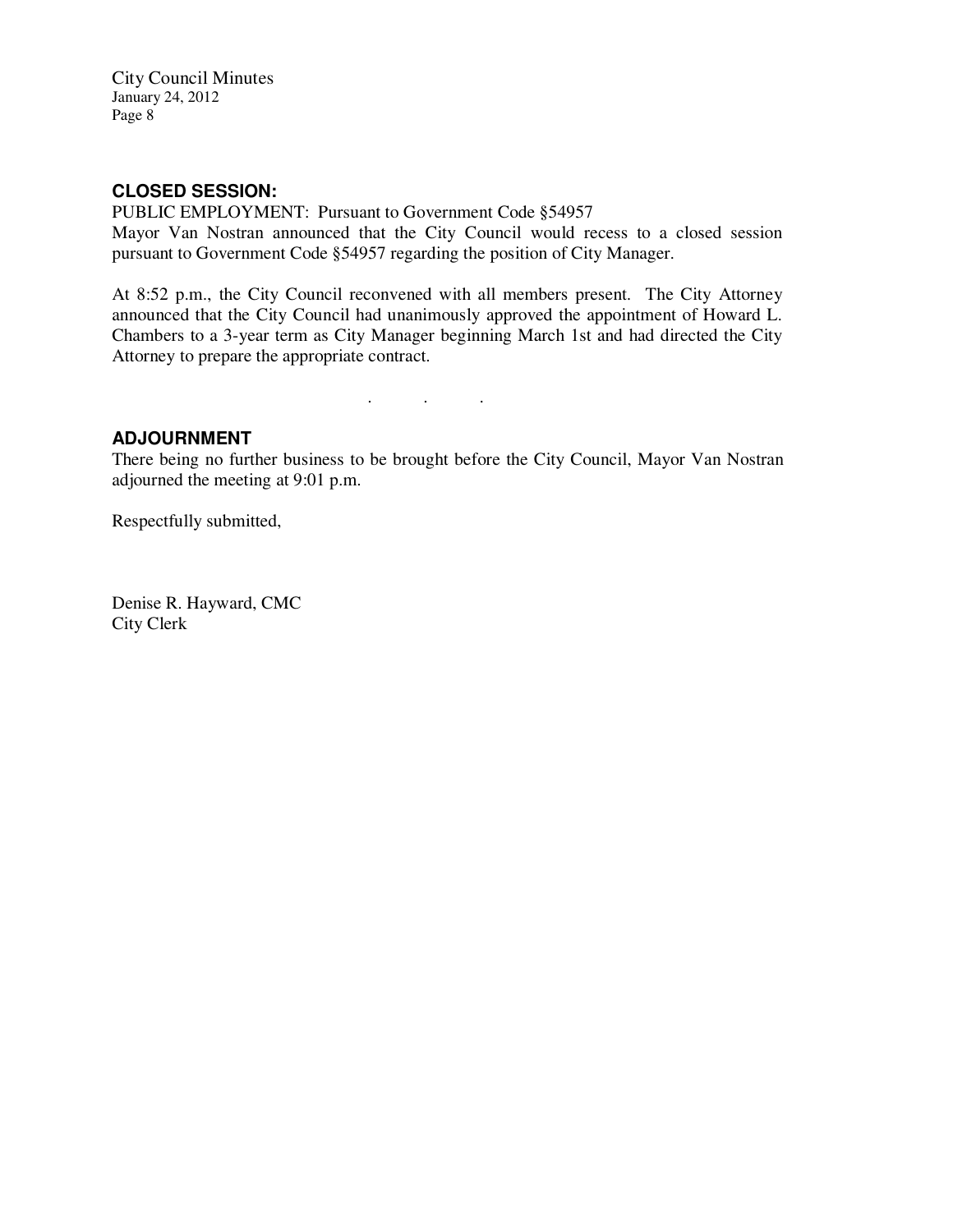## CLOSED SESSION:

PUBLIC EMPLOYMENT: Pursuant to Government Code §54957

Mayor Van Nostran announced that the City Council would recess to a closed session pursuant to Government Code §54957 regarding the position of City Manager.

At 8:52 p.m., the City Council reconvened with all members present. The City Attorney announced that the City Council had unanimously approved the appointment of Howard L. Chambers to a 3-year term as City Manager beginning March 1st and had directed the City Attorney to prepare the appropriate contract.

. . .

## ADJOURNMENT

There being no further business to be brought before the City Council, Mayor Van Nostran adjourned the meeting at 9:01 p.m.

Respectfully submitted,

Denise R. Hayward, CMC
City Clerk